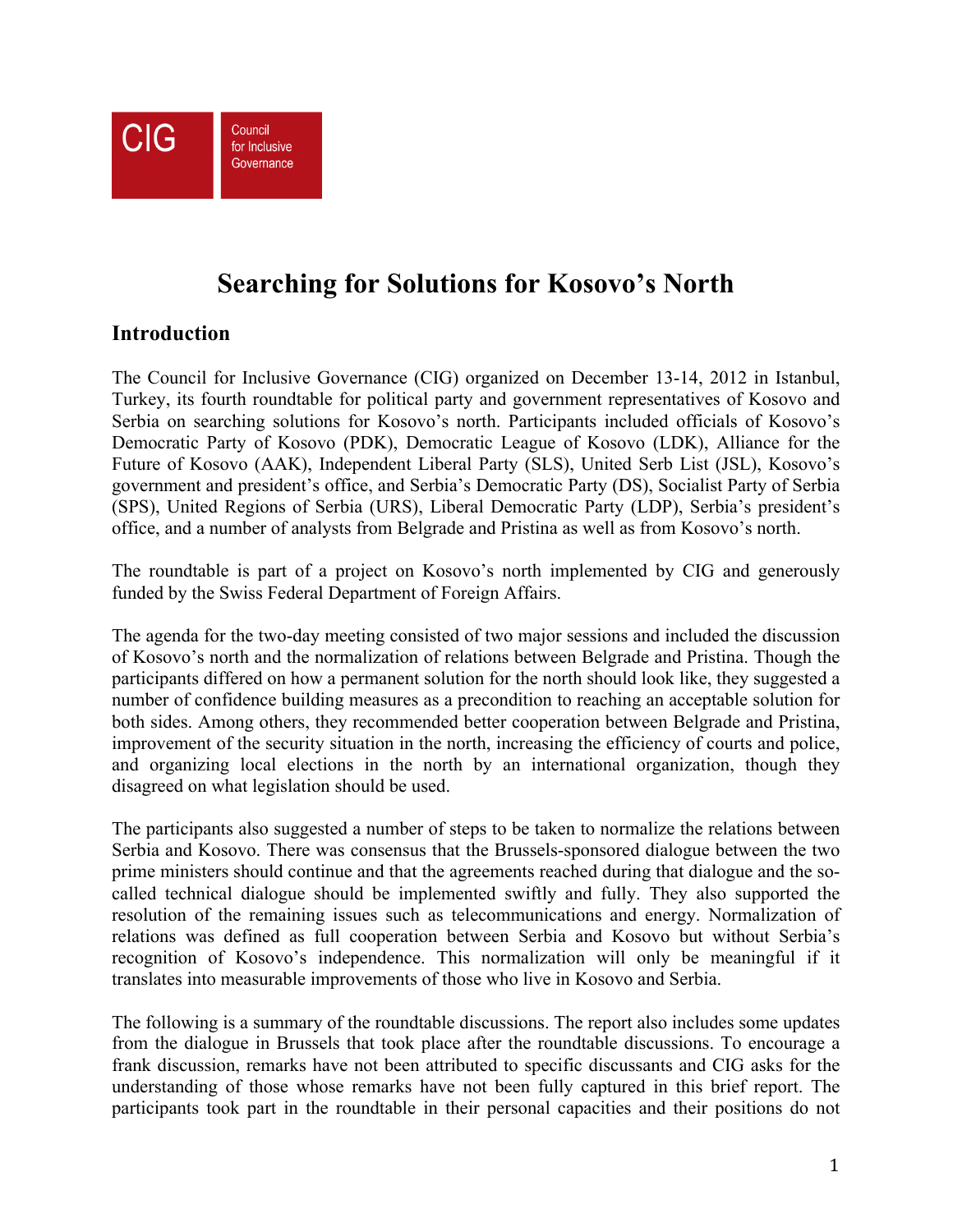CIG

Council for Inclusive Governance

# Searching for Solutions for Kosovo's North

## Introduction

The Council for Inclusive Governance (CIG) organized on December 13-14, 2012 in Istanbul, Turkey, its fourth roundtable for political party and government representatives of Kosovo and Serbia on searching solutions for Kosovo's north. Participants included officials of Kosovo's Democratic Party of Kosovo (PDK), Democratic League of Kosovo (LDK), Alliance for the Future of Kosovo (AAK), Independent Liberal Party (SLS), United Serb List (JSL), Kosovo's government and president's office, and Serbia's Democratic Party (DS), Socialist Party of Serbia (SPS), United Regions of Serbia (URS), Liberal Democratic Party (LDP), Serbia's president's office, and a number of analysts from Belgrade and Pristina as well as from Kosovo's north.

The roundtable is part of a project on Kosovo's north implemented by CIG and generously funded by the Swiss Federal Department of Foreign Affairs.

The agenda for the two-day meeting consisted of two major sessions and included the discussion of Kosovo's north and the normalization of relations between Belgrade and Pristina. Though the participants differed on how a permanent solution for the north should look like, they suggested a number of confidence building measures as a precondition to reaching an acceptable solution for both sides. Among others, they recommended better cooperation between Belgrade and Pristina, improvement of the security situation in the north, increasing the efficiency of courts and police, and organizing local elections in the north by an international organization, though they disagreed on what legislation should be used.

The participants also suggested a number of steps to be taken to normalize the relations between Serbia and Kosovo. There was consensus that the Brussels-sponsored dialogue between the two prime ministers should continue and that the agreements reached during that dialogue and the so-called technical dialogue should be implemented swiftly and fully. They also supported the resolution of the remaining issues such as telecommunications and energy. Normalization of relations was defined as full cooperation between Serbia and Kosovo but without Serbia's recognition of Kosovo's independence. This normalization will only be meaningful if it translates into measurable improvements of those who live in Kosovo and Serbia.

The following is a summary of the roundtable discussions. The report also includes some updates from the dialogue in Brussels that took place after the roundtable discussions. To encourage a frank discussion, remarks have not been attributed to specific discussants and CIG asks for the understanding of those whose remarks have not been fully captured in this brief report. The participants took part in the roundtable in their personal capacities and their positions do not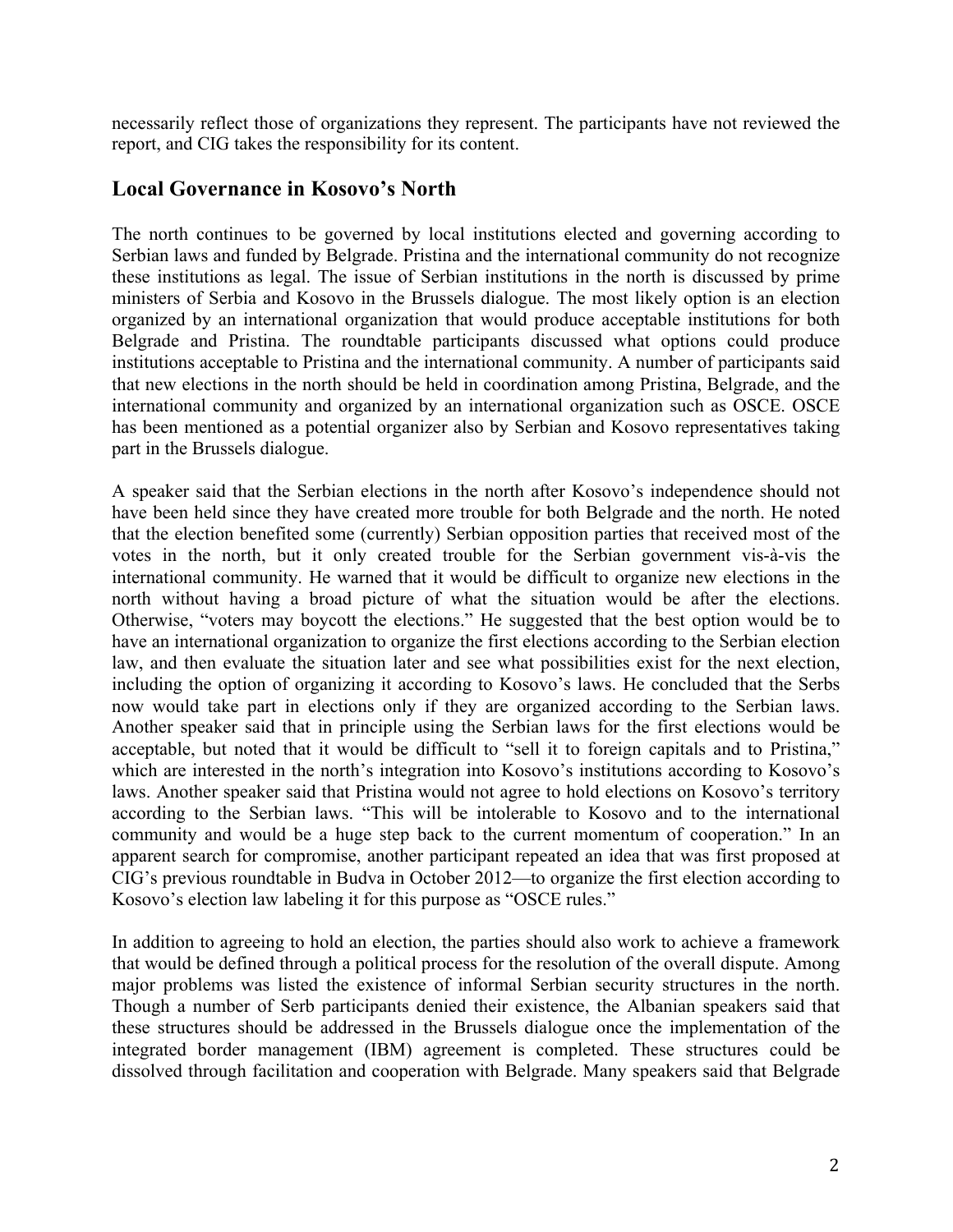necessarily reflect those of organizations they represent. The participants have not reviewed the report, and CIG takes the responsibility for its content.

## Local Governance in Kosovo's North

The north continues to be governed by local institutions elected and governing according to Serbian laws and funded by Belgrade. Pristina and the international community do not recognize these institutions as legal. The issue of Serbian institutions in the north is discussed by prime ministers of Serbia and Kosovo in the Brussels dialogue. The most likely option is an election organized by an international organization that would produce acceptable institutions for both Belgrade and Pristina. The roundtable participants discussed what options could produce institutions acceptable to Pristina and the international community. A number of participants said that new elections in the north should be held in coordination among Pristina, Belgrade, and the international community and organized by an international organization such as OSCE. OSCE has been mentioned as a potential organizer also by Serbian and Kosovo representatives taking part in the Brussels dialogue.

A speaker said that the Serbian elections in the north after Kosovo's independence should not have been held since they have created more trouble for both Belgrade and the north. He noted that the election benefited some (currently) Serbian opposition parties that received most of the votes in the north, but it only created trouble for the Serbian government vis-à-vis the international community. He warned that it would be difficult to organize new elections in the north without having a broad picture of what the situation would be after the elections. Otherwise, "voters may boycott the elections." He suggested that the best option would be to have an international organization to organize the first elections according to the Serbian election law, and then evaluate the situation later and see what possibilities exist for the next election, including the option of organizing it according to Kosovo's laws. He concluded that the Serbs now would take part in elections only if they are organized according to the Serbian laws. Another speaker said that in principle using the Serbian laws for the first elections would be acceptable, but noted that it would be difficult to "sell it to foreign capitals and to Pristina," which are interested in the north's integration into Kosovo's institutions according to Kosovo's laws. Another speaker said that Pristina would not agree to hold elections on Kosovo's territory according to the Serbian laws. "This will be intolerable to Kosovo and to the international community and would be a huge step back to the current momentum of cooperation." In an apparent search for compromise, another participant repeated an idea that was first proposed at CIG's previous roundtable in Budva in October 2012—to organize the first election according to Kosovo's election law labeling it for this purpose as "OSCE rules."

In addition to agreeing to hold an election, the parties should also work to achieve a framework that would be defined through a political process for the resolution of the overall dispute. Among major problems was listed the existence of informal Serbian security structures in the north. Though a number of Serb participants denied their existence, the Albanian speakers said that these structures should be addressed in the Brussels dialogue once the implementation of the integrated border management (IBM) agreement is completed. These structures could be dissolved through facilitation and cooperation with Belgrade. Many speakers said that Belgrade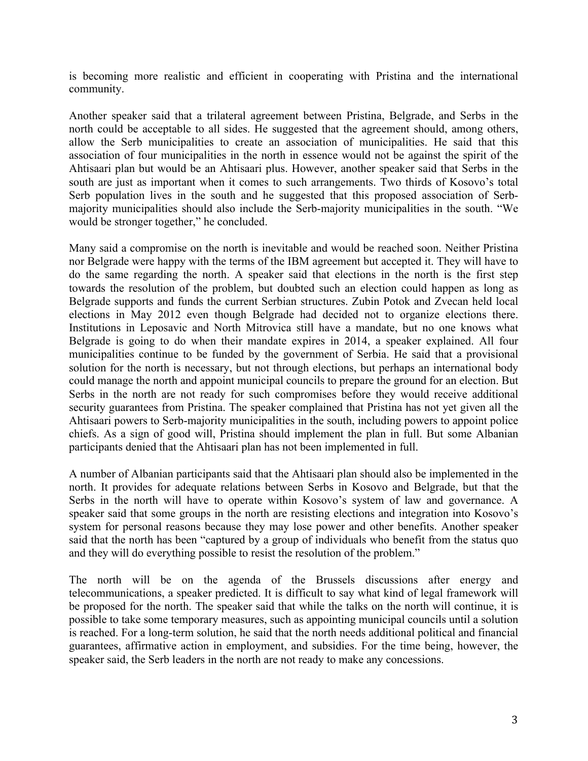is becoming more realistic and efficient in cooperating with Pristina and the international community.

Another speaker said that a trilateral agreement between Pristina, Belgrade, and Serbs in the north could be acceptable to all sides. He suggested that the agreement should, among others, allow the Serb municipalities to create an association of municipalities. He said that this association of four municipalities in the north in essence would not be against the spirit of the Ahtisaari plan but would be an Ahtisaari plus. However, another speaker said that Serbs in the south are just as important when it comes to such arrangements. Two thirds of Kosovo's total Serb population lives in the south and he suggested that this proposed association of Serb-majority municipalities should also include the Serb-majority municipalities in the south. "We would be stronger together," he concluded.

Many said a compromise on the north is inevitable and would be reached soon. Neither Pristina nor Belgrade were happy with the terms of the IBM agreement but accepted it. They will have to do the same regarding the north. A speaker said that elections in the north is the first step towards the resolution of the problem, but doubted such an election could happen as long as Belgrade supports and funds the current Serbian structures. Zubin Potok and Zvecan held local elections in May 2012 even though Belgrade had decided not to organize elections there. Institutions in Leposavic and North Mitrovica still have a mandate, but no one knows what Belgrade is going to do when their mandate expires in 2014, a speaker explained. All four municipalities continue to be funded by the government of Serbia. He said that a provisional solution for the north is necessary, but not through elections, but perhaps an international body could manage the north and appoint municipal councils to prepare the ground for an election. But Serbs in the north are not ready for such compromises before they would receive additional security guarantees from Pristina. The speaker complained that Pristina has not yet given all the Ahtisaari powers to Serb-majority municipalities in the south, including powers to appoint police chiefs. As a sign of good will, Pristina should implement the plan in full. But some Albanian participants denied that the Ahtisaari plan has not been implemented in full.

A number of Albanian participants said that the Ahtisaari plan should also be implemented in the north. It provides for adequate relations between Serbs in Kosovo and Belgrade, but that the Serbs in the north will have to operate within Kosovo's system of law and governance. A speaker said that some groups in the north are resisting elections and integration into Kosovo's system for personal reasons because they may lose power and other benefits. Another speaker said that the north has been "captured by a group of individuals who benefit from the status quo and they will do everything possible to resist the resolution of the problem."

The north will be on the agenda of the Brussels discussions after energy and telecommunications, a speaker predicted. It is difficult to say what kind of legal framework will be proposed for the north. The speaker said that while the talks on the north will continue, it is possible to take some temporary measures, such as appointing municipal councils until a solution is reached. For a long-term solution, he said that the north needs additional political and financial guarantees, affirmative action in employment, and subsidies. For the time being, however, the speaker said, the Serb leaders in the north are not ready to make any concessions.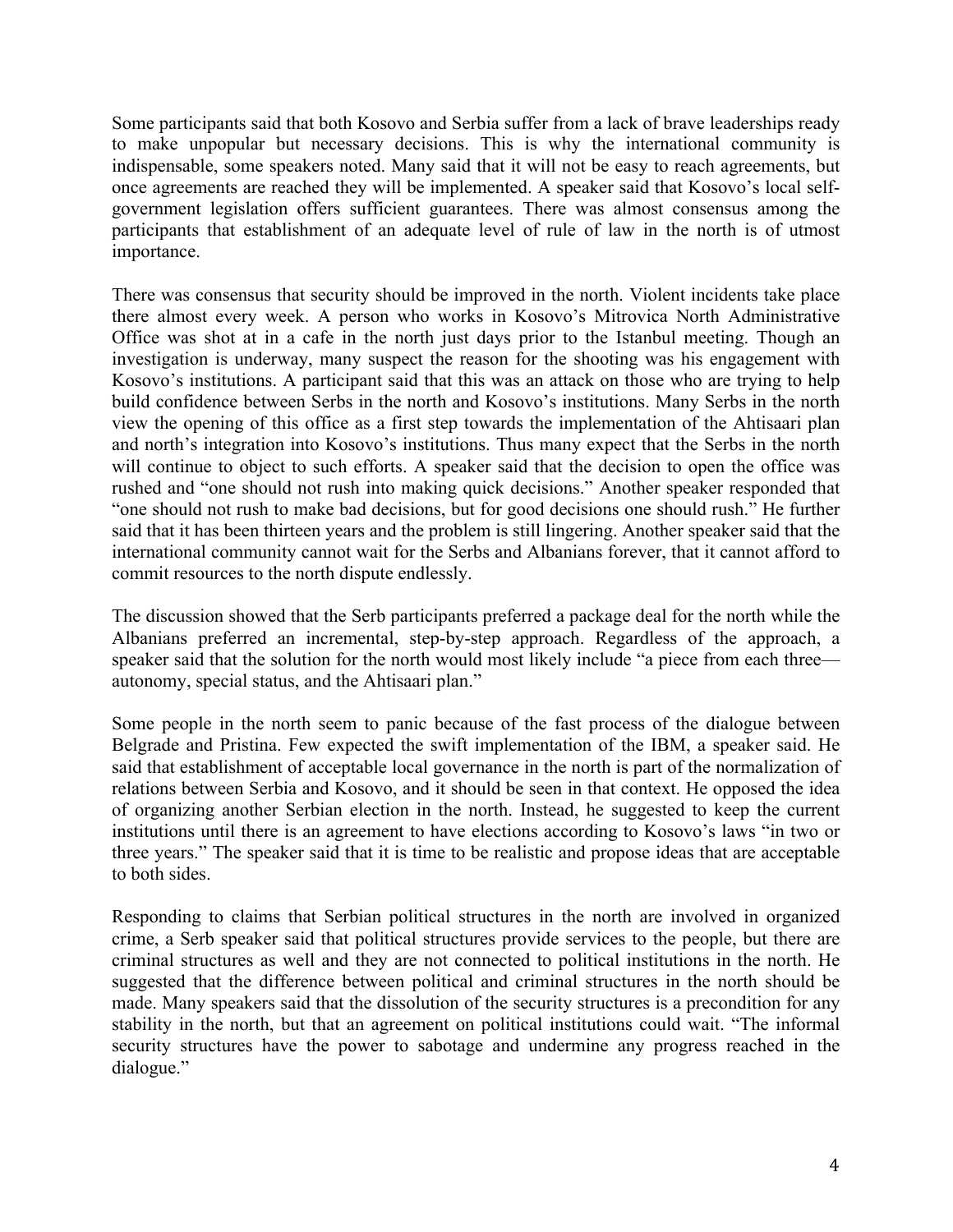Some participants said that both Kosovo and Serbia suffer from a lack of brave leaderships ready to make unpopular but necessary decisions. This is why the international community is indispensable, some speakers noted. Many said that it will not be easy to reach agreements, but once agreements are reached they will be implemented. A speaker said that Kosovo's local self-government legislation offers sufficient guarantees. There was almost consensus among the participants that establishment of an adequate level of rule of law in the north is of utmost importance.

There was consensus that security should be improved in the north. Violent incidents take place there almost every week. A person who works in Kosovo's Mitrovica North Administrative Office was shot at in a cafe in the north just days prior to the Istanbul meeting. Though an investigation is underway, many suspect the reason for the shooting was his engagement with Kosovo's institutions. A participant said that this was an attack on those who are trying to help build confidence between Serbs in the north and Kosovo's institutions. Many Serbs in the north view the opening of this office as a first step towards the implementation of the Ahtisaari plan and north's integration into Kosovo's institutions. Thus many expect that the Serbs in the north will continue to object to such efforts. A speaker said that the decision to open the office was rushed and "one should not rush into making quick decisions." Another speaker responded that "one should not rush to make bad decisions, but for good decisions one should rush." He further said that it has been thirteen years and the problem is still lingering. Another speaker said that the international community cannot wait for the Serbs and Albanians forever, that it cannot afford to commit resources to the north dispute endlessly.

The discussion showed that the Serb participants preferred a package deal for the north while the Albanians preferred an incremental, step-by-step approach. Regardless of the approach, a speaker said that the solution for the north would most likely include "a piece from each three—autonomy, special status, and the Ahtisaari plan."

Some people in the north seem to panic because of the fast process of the dialogue between Belgrade and Pristina. Few expected the swift implementation of the IBM, a speaker said. He said that establishment of acceptable local governance in the north is part of the normalization of relations between Serbia and Kosovo, and it should be seen in that context. He opposed the idea of organizing another Serbian election in the north. Instead, he suggested to keep the current institutions until there is an agreement to have elections according to Kosovo's laws "in two or three years." The speaker said that it is time to be realistic and propose ideas that are acceptable to both sides.

Responding to claims that Serbian political structures in the north are involved in organized crime, a Serb speaker said that political structures provide services to the people, but there are criminal structures as well and they are not connected to political institutions in the north. He suggested that the difference between political and criminal structures in the north should be made. Many speakers said that the dissolution of the security structures is a precondition for any stability in the north, but that an agreement on political institutions could wait. "The informal security structures have the power to sabotage and undermine any progress reached in the dialogue."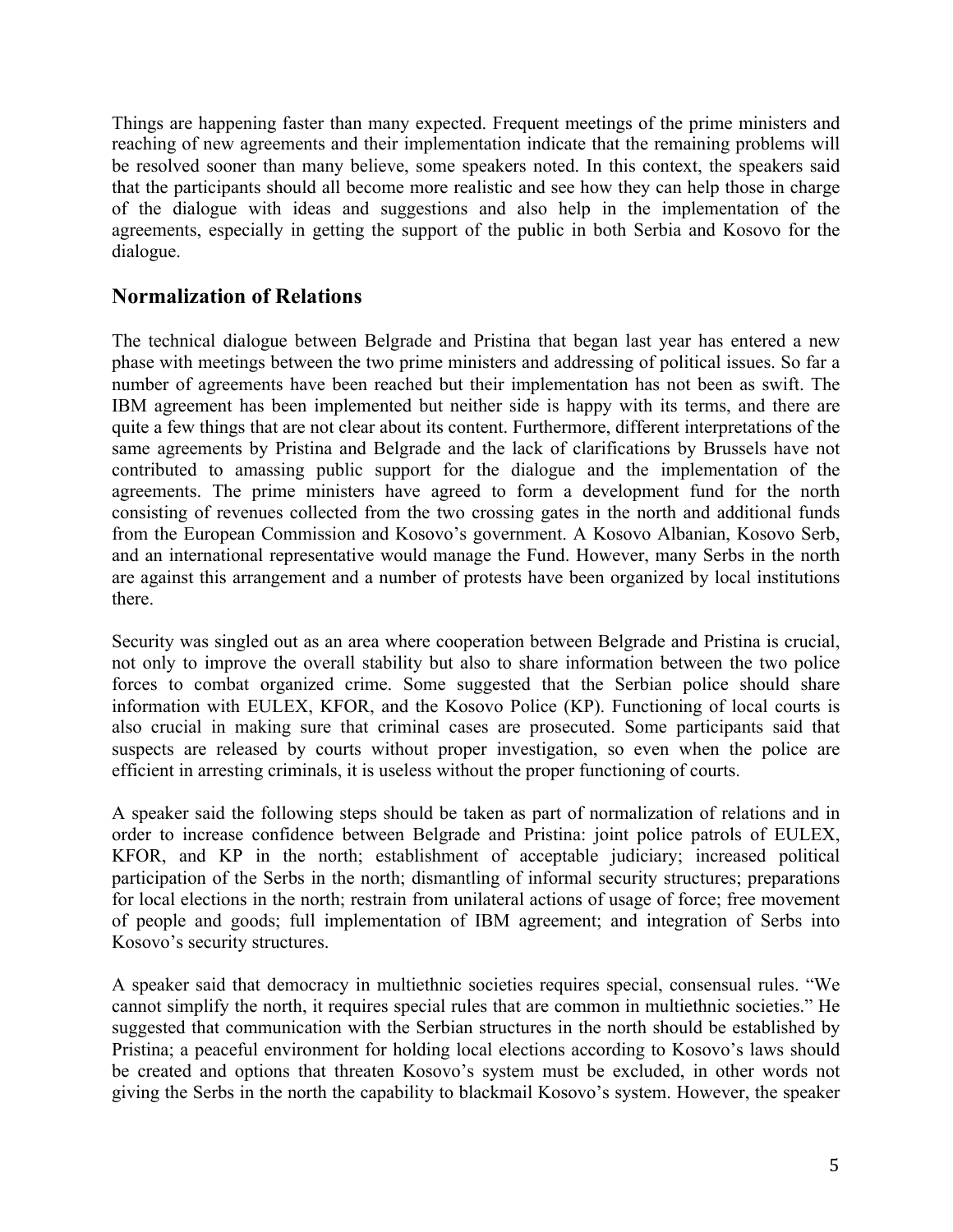Things are happening faster than many expected. Frequent meetings of the prime ministers and reaching of new agreements and their implementation indicate that the remaining problems will be resolved sooner than many believe, some speakers noted. In this context, the speakers said that the participants should all become more realistic and see how they can help those in charge of the dialogue with ideas and suggestions and also help in the implementation of the agreements, especially in getting the support of the public in both Serbia and Kosovo for the dialogue.

## Normalization of Relations

The technical dialogue between Belgrade and Pristina that began last year has entered a new phase with meetings between the two prime ministers and addressing of political issues. So far a number of agreements have been reached but their implementation has not been as swift. The IBM agreement has been implemented but neither side is happy with its terms, and there are quite a few things that are not clear about its content. Furthermore, different interpretations of the same agreements by Pristina and Belgrade and the lack of clarifications by Brussels have not contributed to amassing public support for the dialogue and the implementation of the agreements. The prime ministers have agreed to form a development fund for the north consisting of revenues collected from the two crossing gates in the north and additional funds from the European Commission and Kosovo's government. A Kosovo Albanian, Kosovo Serb, and an international representative would manage the Fund. However, many Serbs in the north are against this arrangement and a number of protests have been organized by local institutions there.

Security was singled out as an area where cooperation between Belgrade and Pristina is crucial, not only to improve the overall stability but also to share information between the two police forces to combat organized crime. Some suggested that the Serbian police should share information with EULEX, KFOR, and the Kosovo Police (KP). Functioning of local courts is also crucial in making sure that criminal cases are prosecuted. Some participants said that suspects are released by courts without proper investigation, so even when the police are efficient in arresting criminals, it is useless without the proper functioning of courts.

A speaker said the following steps should be taken as part of normalization of relations and in order to increase confidence between Belgrade and Pristina: joint police patrols of EULEX, KFOR, and KP in the north; establishment of acceptable judiciary; increased political participation of the Serbs in the north; dismantling of informal security structures; preparations for local elections in the north; restrain from unilateral actions of usage of force; free movement of people and goods; full implementation of IBM agreement; and integration of Serbs into Kosovo's security structures.

A speaker said that democracy in multiethnic societies requires special, consensual rules. "We cannot simplify the north, it requires special rules that are common in multiethnic societies." He suggested that communication with the Serbian structures in the north should be established by Pristina; a peaceful environment for holding local elections according to Kosovo's laws should be created and options that threaten Kosovo's system must be excluded, in other words not giving the Serbs in the north the capability to blackmail Kosovo's system. However, the speaker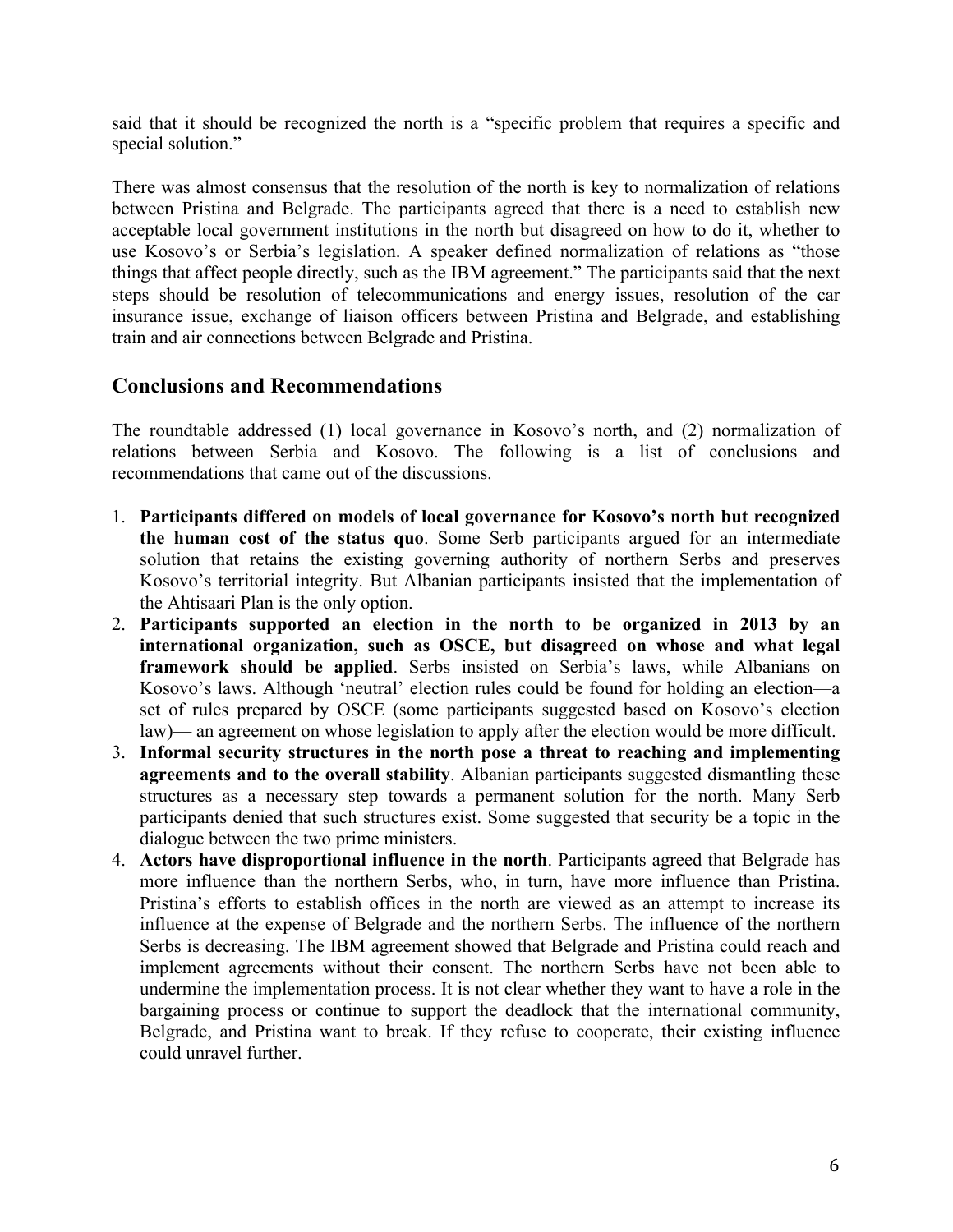said that it should be recognized the north is a "specific problem that requires a specific and special solution."

There was almost consensus that the resolution of the north is key to normalization of relations between Pristina and Belgrade. The participants agreed that there is a need to establish new acceptable local government institutions in the north but disagreed on how to do it, whether to use Kosovo's or Serbia's legislation. A speaker defined normalization of relations as "those things that affect people directly, such as the IBM agreement." The participants said that the next steps should be resolution of telecommunications and energy issues, resolution of the car insurance issue, exchange of liaison officers between Pristina and Belgrade, and establishing train and air connections between Belgrade and Pristina.

## Conclusions and Recommendations

The roundtable addressed (1) local governance in Kosovo's north, and (2) normalization of relations between Serbia and Kosovo. The following is a list of conclusions and recommendations that came out of the discussions.

1. **Participants differed on models of local governance for Kosovo's north but recognized the human cost of the status quo**. Some Serb participants argued for an intermediate solution that retains the existing governing authority of northern Serbs and preserves Kosovo's territorial integrity. But Albanian participants insisted that the implementation of the Ahtisaari Plan is the only option.
2. **Participants supported an election in the north to be organized in 2013 by an international organization, such as OSCE, but disagreed on whose and what legal framework should be applied**. Serbs insisted on Serbia's laws, while Albanians on Kosovo's laws. Although 'neutral' election rules could be found for holding an election—a set of rules prepared by OSCE (some participants suggested based on Kosovo's election law)— an agreement on whose legislation to apply after the election would be more difficult.
3. **Informal security structures in the north pose a threat to reaching and implementing agreements and to the overall stability**. Albanian participants suggested dismantling these structures as a necessary step towards a permanent solution for the north. Many Serb participants denied that such structures exist. Some suggested that security be a topic in the dialogue between the two prime ministers.
4. **Actors have disproportional influence in the north**. Participants agreed that Belgrade has more influence than the northern Serbs, who, in turn, have more influence than Pristina. Pristina's efforts to establish offices in the north are viewed as an attempt to increase its influence at the expense of Belgrade and the northern Serbs. The influence of the northern Serbs is decreasing. The IBM agreement showed that Belgrade and Pristina could reach and implement agreements without their consent. The northern Serbs have not been able to undermine the implementation process. It is not clear whether they want to have a role in the bargaining process or continue to support the deadlock that the international community, Belgrade, and Pristina want to break. If they refuse to cooperate, their existing influence could unravel further.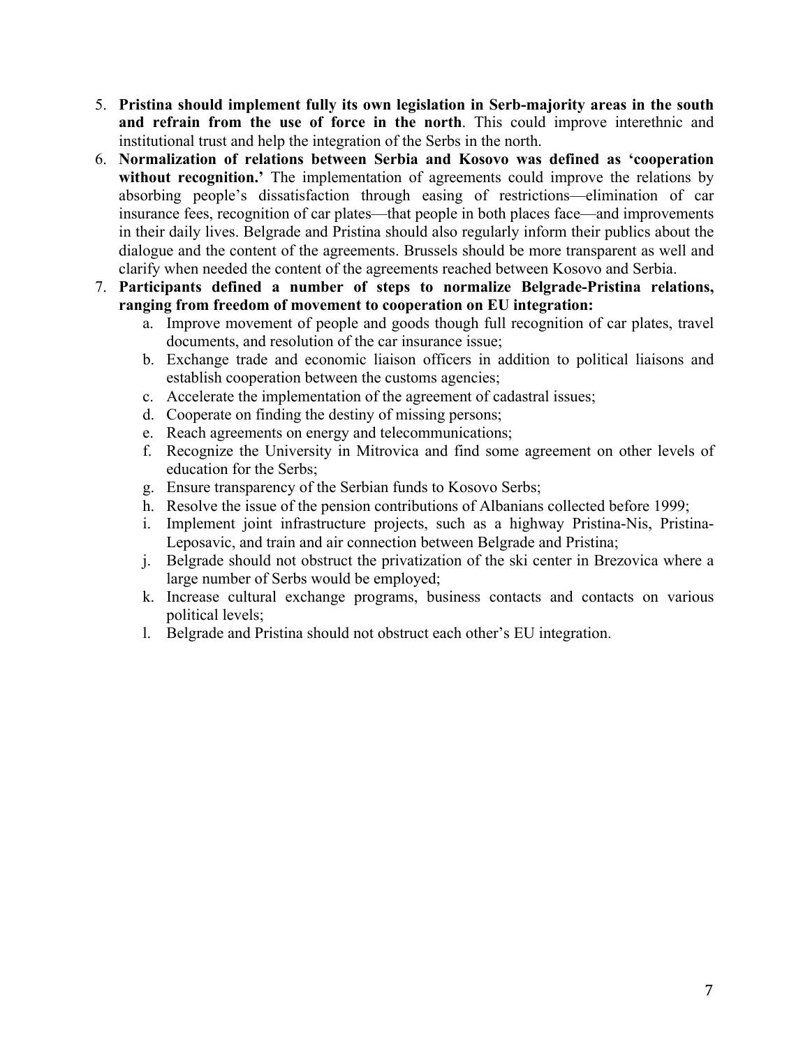5. **Pristina should implement fully its own legislation in Serb-majority areas in the south and refrain from the use of force in the north**. This could improve interethnic and institutional trust and help the integration of the Serbs in the north.
6. **Normalization of relations between Serbia and Kosovo was defined as 'cooperation without recognition.'** The implementation of agreements could improve the relations by absorbing people's dissatisfaction through easing of restrictions—elimination of car insurance fees, recognition of car plates—that people in both places face—and improvements in their daily lives. Belgrade and Pristina should also regularly inform their publics about the dialogue and the content of the agreements. Brussels should be more transparent as well and clarify when needed the content of the agreements reached between Kosovo and Serbia.
7. **Participants defined a number of steps to normalize Belgrade-Pristina relations, ranging from freedom of movement to cooperation on EU integration:**
    a. Improve movement of people and goods though full recognition of car plates, travel documents, and resolution of the car insurance issue;
    b. Exchange trade and economic liaison officers in addition to political liaisons and establish cooperation between the customs agencies;
    c. Accelerate the implementation of the agreement of cadastral issues;
    d. Cooperate on finding the destiny of missing persons;
    e. Reach agreements on energy and telecommunications;
    f. Recognize the University in Mitrovica and find some agreement on other levels of education for the Serbs;
    g. Ensure transparency of the Serbian funds to Kosovo Serbs;
    h. Resolve the issue of the pension contributions of Albanians collected before 1999;
    i. Implement joint infrastructure projects, such as a highway Pristina-Nis, Pristina-Leposavic, and train and air connection between Belgrade and Pristina;
    j. Belgrade should not obstruct the privatization of the ski center in Brezovica where a large number of Serbs would be employed;
    k. Increase cultural exchange programs, business contacts and contacts on various political levels;
    l. Belgrade and Pristina should not obstruct each other's EU integration.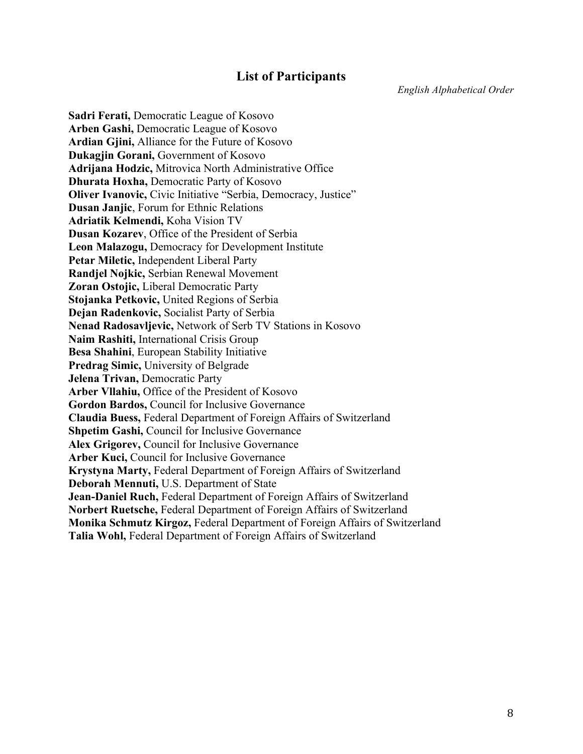## List of Participants

*English Alphabetical Order*

**Sadri Ferati,** Democratic League of Kosovo
**Arben Gashi,** Democratic League of Kosovo
**Ardian Gjini,** Alliance for the Future of Kosovo
**Dukagjin Gorani,** Government of Kosovo
**Adrijana Hodzic,** Mitrovica North Administrative Office
**Dhurata Hoxha,** Democratic Party of Kosovo
**Oliver Ivanovic,** Civic Initiative "Serbia, Democracy, Justice"
**Dusan Janjic**, Forum for Ethnic Relations
**Adriatik Kelmendi,** Koha Vision TV
**Dusan Kozarev**, Office of the President of Serbia
**Leon Malazogu,** Democracy for Development Institute
**Petar Miletic,** Independent Liberal Party
**Randjel Nojkic,** Serbian Renewal Movement
**Zoran Ostojic,** Liberal Democratic Party
**Stojanka Petkovic,** United Regions of Serbia
**Dejan Radenkovic,** Socialist Party of Serbia
**Nenad Radosavljevic,** Network of Serb TV Stations in Kosovo
**Naim Rashiti,** International Crisis Group
**Besa Shahini**, European Stability Initiative
**Predrag Simic,** University of Belgrade
**Jelena Trivan,** Democratic Party
**Arber Vllahiu,** Office of the President of Kosovo
**Gordon Bardos,** Council for Inclusive Governance
**Claudia Buess,** Federal Department of Foreign Affairs of Switzerland
**Shpetim Gashi,** Council for Inclusive Governance
**Alex Grigorev,** Council for Inclusive Governance
**Arber Kuci,** Council for Inclusive Governance
**Krystyna Marty,** Federal Department of Foreign Affairs of Switzerland
**Deborah Mennuti,** U.S. Department of State
**Jean-Daniel Ruch,** Federal Department of Foreign Affairs of Switzerland
**Norbert Ruetsche,** Federal Department of Foreign Affairs of Switzerland
**Monika Schmutz Kirgoz,** Federal Department of Foreign Affairs of Switzerland
**Talia Wohl,** Federal Department of Foreign Affairs of Switzerland